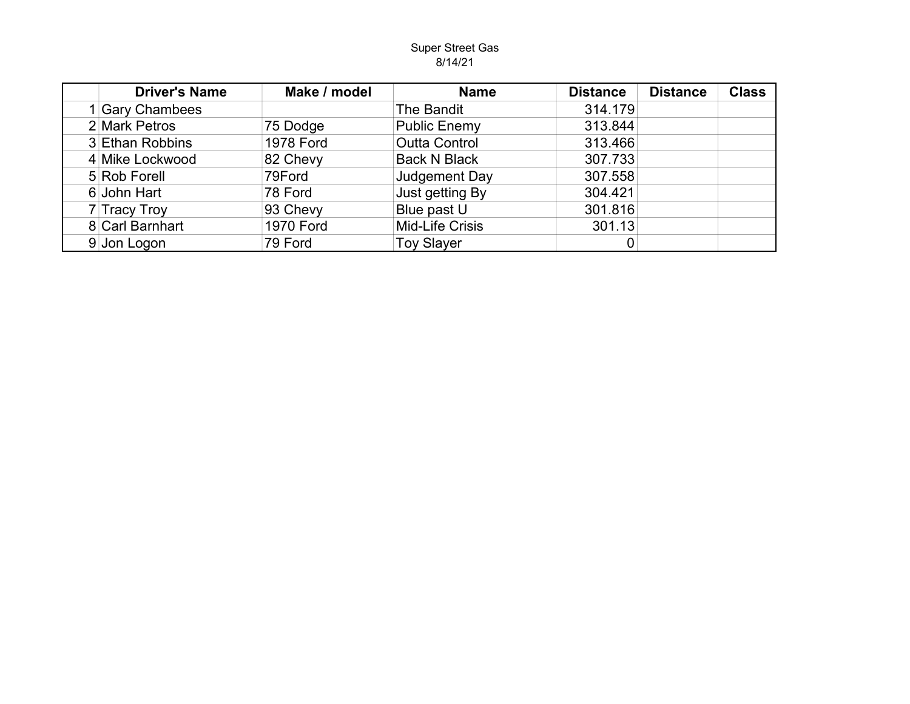Super Street Gas

8/14/21

| | Driver's Name | Make / model | Name | Distance | Distance | Class |
|---|---|---|---|---|---|---|
| 1 | Gary Chambees | | The Bandit | 314.179 | | |
| 2 | Mark Petros | 75 Dodge | Public Enemy | 313.844 | | |
| 3 | Ethan Robbins | 1978 Ford | Outta Control | 313.466 | | |
| 4 | Mike Lockwood | 82 Chevy | Back N Black | 307.733 | | |
| 5 | Rob Forell | 79Ford | Judgement Day | 307.558 | | |
| 6 | John Hart | 78 Ford | Just getting By | 304.421 | | |
| 7 | Tracy Troy | 93 Chevy | Blue past U | 301.816 | | |
| 8 | Carl Barnhart | 1970 Ford | Mid-Life Crisis | 301.13 | | |
| 9 | Jon Logon | 79 Ford | Toy Slayer | 0 | | |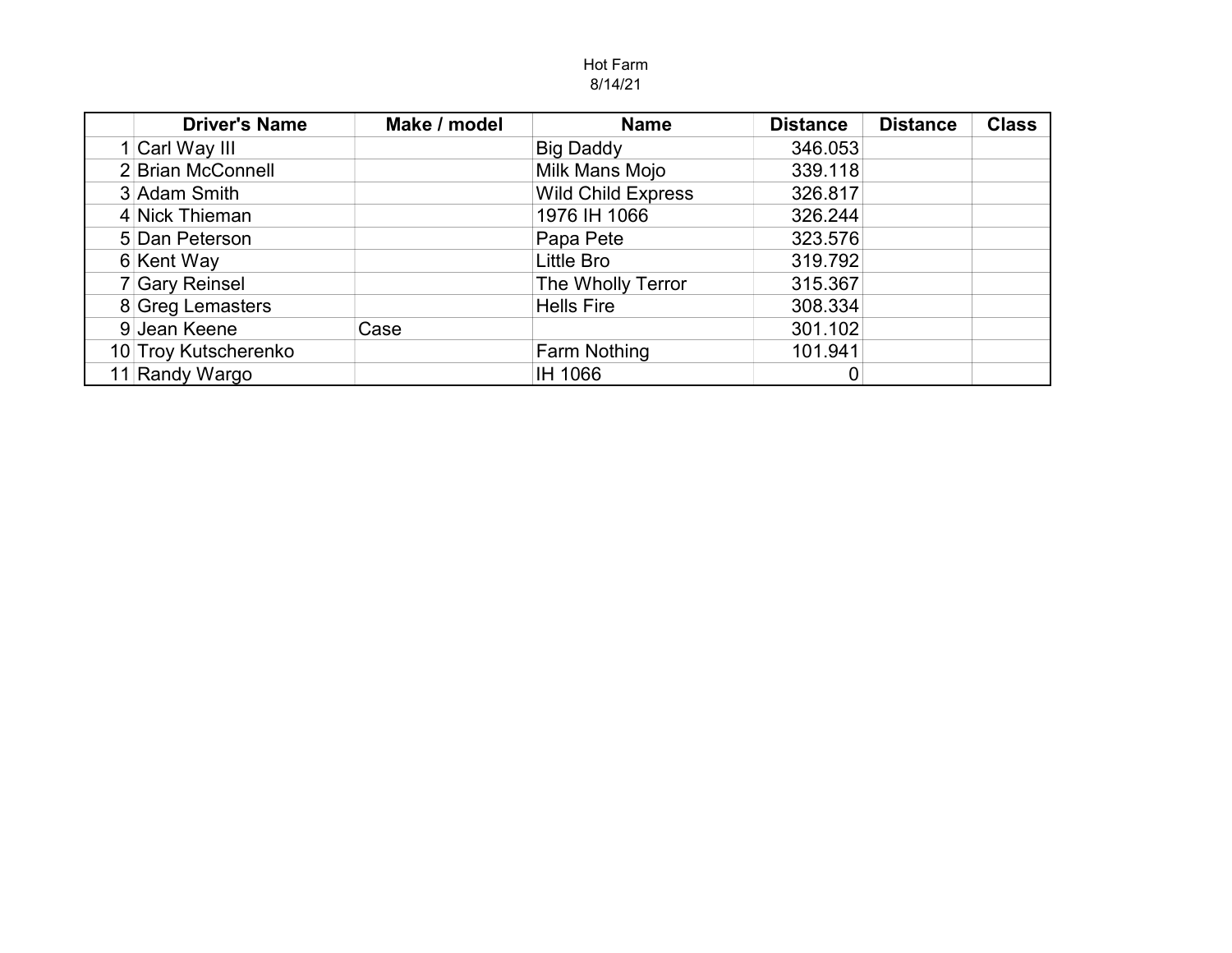Hot Farm
8/14/21

| | Driver's Name | Make / model | Name | Distance | Distance | Class |
|---|---|---|---|---|---|---|
| 1 | Carl Way III | | Big Daddy | 346.053 | | |
| 2 | Brian McConnell | | Milk Mans Mojo | 339.118 | | |
| 3 | Adam Smith | | Wild Child Express | 326.817 | | |
| 4 | Nick Thieman | | 1976 IH 1066 | 326.244 | | |
| 5 | Dan Peterson | | Papa Pete | 323.576 | | |
| 6 | Kent Way | | Little Bro | 319.792 | | |
| 7 | Gary Reinsel | | The Wholly Terror | 315.367 | | |
| 8 | Greg Lemasters | | Hells Fire | 308.334 | | |
| 9 | Jean Keene | Case | | 301.102 | | |
| 10 | Troy Kutscherenko | | Farm Nothing | 101.941 | | |
| 11 | Randy Wargo | | IH 1066 | 0 | | |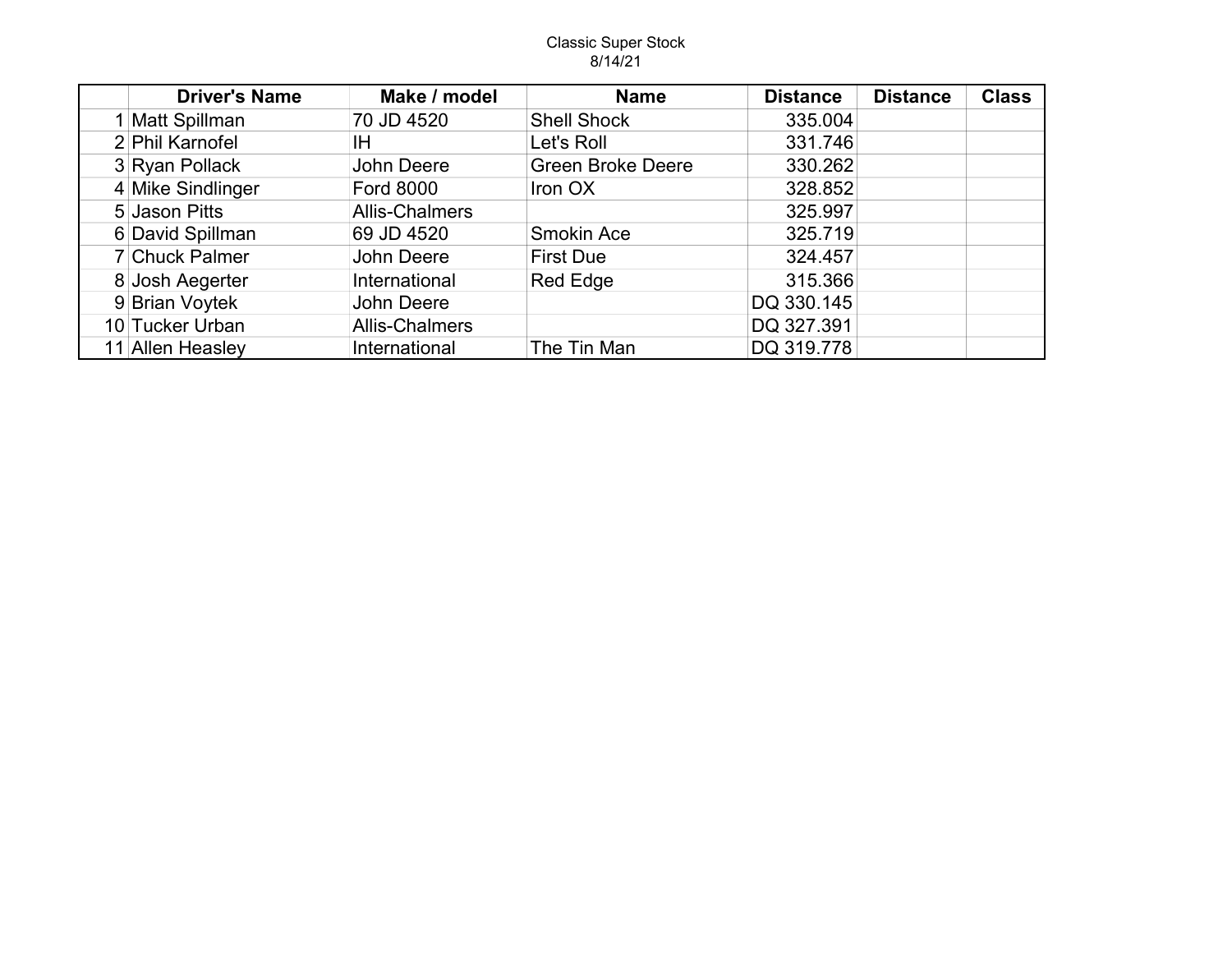Classic Super Stock
8/14/21

| | Driver's Name | Make / model | Name | Distance | Distance | Class |
|---|---|---|---|---|---|---|
| 1 | Matt Spillman | 70 JD 4520 | Shell Shock | 335.004 | | |
| 2 | Phil Karnofel | IH | Let's Roll | 331.746 | | |
| 3 | Ryan Pollack | John Deere | Green Broke Deere | 330.262 | | |
| 4 | Mike Sindlinger | Ford 8000 | Iron OX | 328.852 | | |
| 5 | Jason Pitts | Allis-Chalmers | | 325.997 | | |
| 6 | David Spillman | 69 JD 4520 | Smokin Ace | 325.719 | | |
| 7 | Chuck Palmer | John Deere | First Due | 324.457 | | |
| 8 | Josh Aegerter | International | Red Edge | 315.366 | | |
| 9 | Brian Voytek | John Deere | | DQ 330.145 | | |
| 10 | Tucker Urban | Allis-Chalmers | | DQ 327.391 | | |
| 11 | Allen Heasley | International | The Tin Man | DQ 319.778 | | |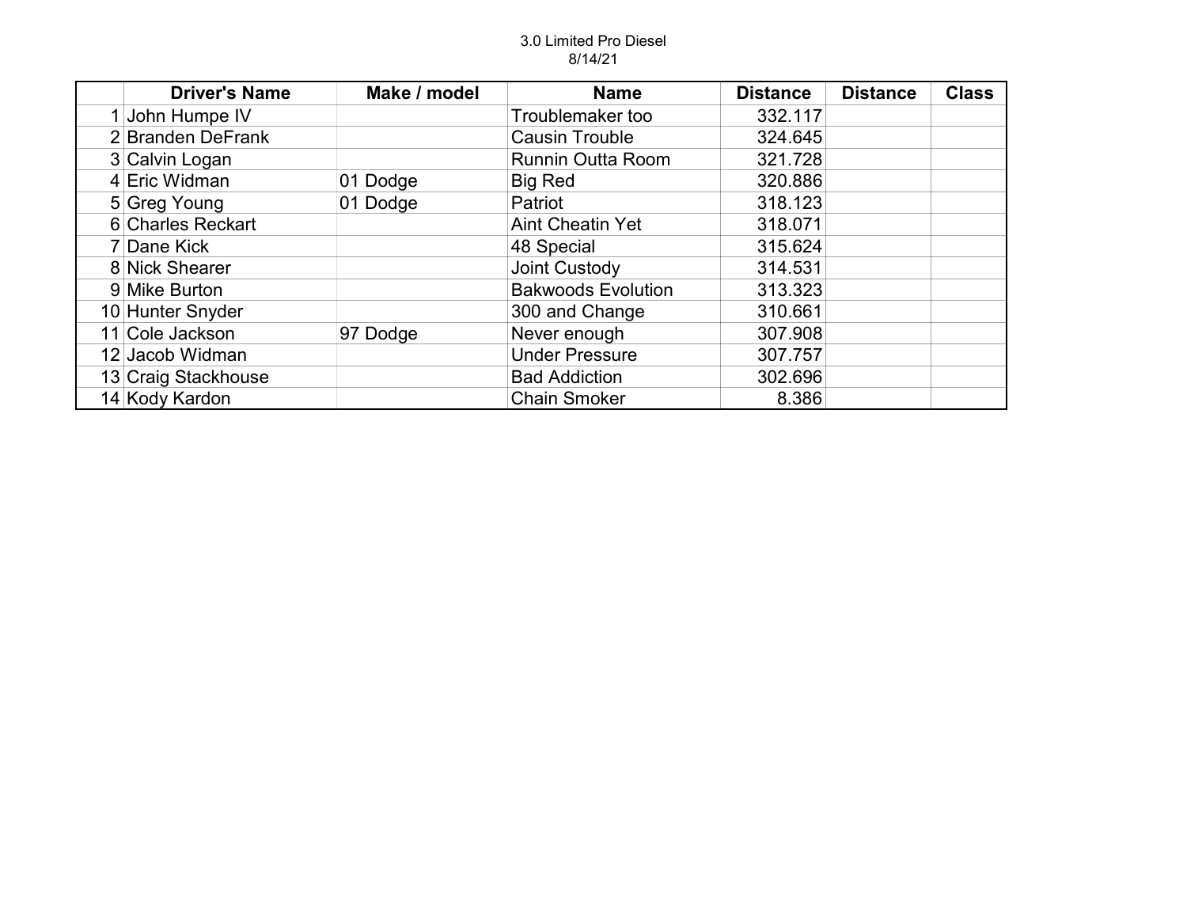3.0 Limited Pro Diesel

8/14/21

| | Driver's Name | Make / model | Name | Distance | Distance | Class |
|---|---|---|---|---|---|---|
| 1 | John Humpe IV | | Troublemaker too | 332.117 | | |
| 2 | Branden DeFrank | | Causin Trouble | 324.645 | | |
| 3 | Calvin Logan | | Runnin Outta Room | 321.728 | | |
| 4 | Eric Widman | 01 Dodge | Big Red | 320.886 | | |
| 5 | Greg Young | 01 Dodge | Patriot | 318.123 | | |
| 6 | Charles Reckart | | Aint Cheatin Yet | 318.071 | | |
| 7 | Dane Kick | | 48 Special | 315.624 | | |
| 8 | Nick Shearer | | Joint Custody | 314.531 | | |
| 9 | Mike Burton | | Bakwoods Evolution | 313.323 | | |
| 10 | Hunter Snyder | | 300 and Change | 310.661 | | |
| 11 | Cole Jackson | 97 Dodge | Never enough | 307.908 | | |
| 12 | Jacob Widman | | Under Pressure | 307.757 | | |
| 13 | Craig Stackhouse | | Bad Addiction | 302.696 | | |
| 14 | Kody Kardon | | Chain Smoker | 8.386 | | |